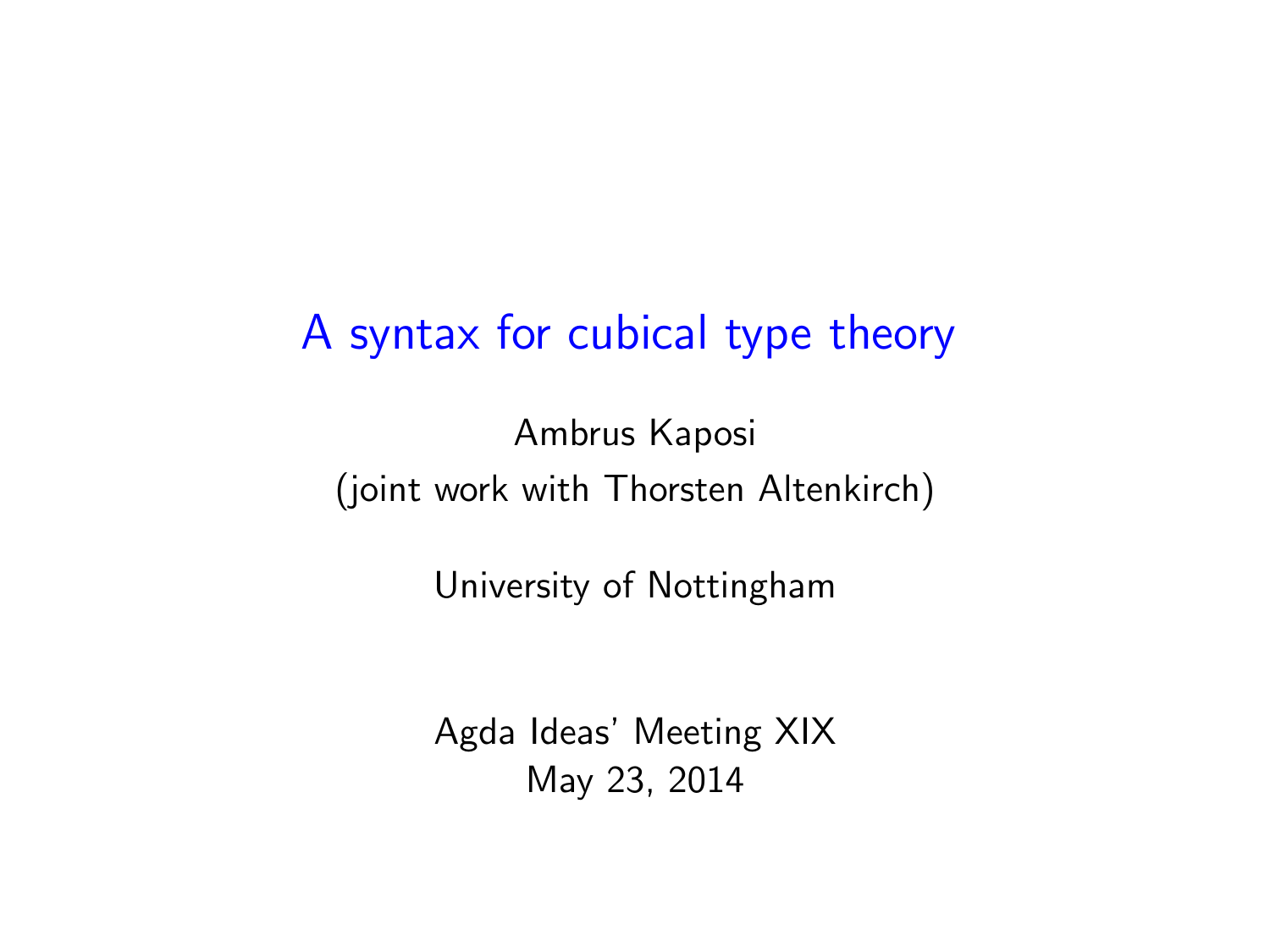# A syntax for cubical type theory

Ambrus Kaposi
(joint work with Thorsten Altenkirch)

University of Nottingham

Agda Ideas' Meeting XIX
May 23, 2014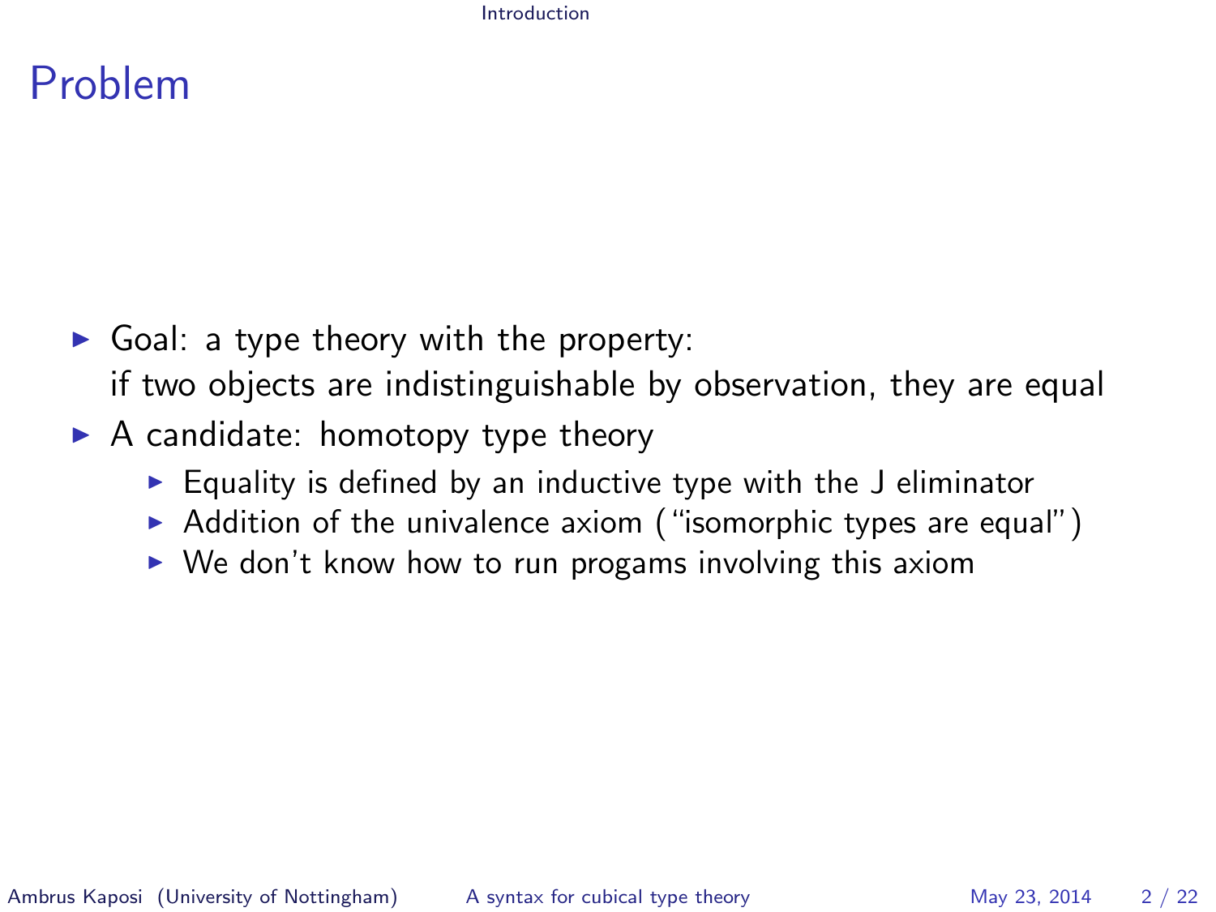# Problem

- Goal: a type theory with the property:
  if two objects are indistinguishable by observation, they are equal
- A candidate: homotopy type theory
  - Equality is defined by an inductive type with the J eliminator
  - Addition of the univalence axiom ("isomorphic types are equal")
  - We don't know how to run progams involving this axiom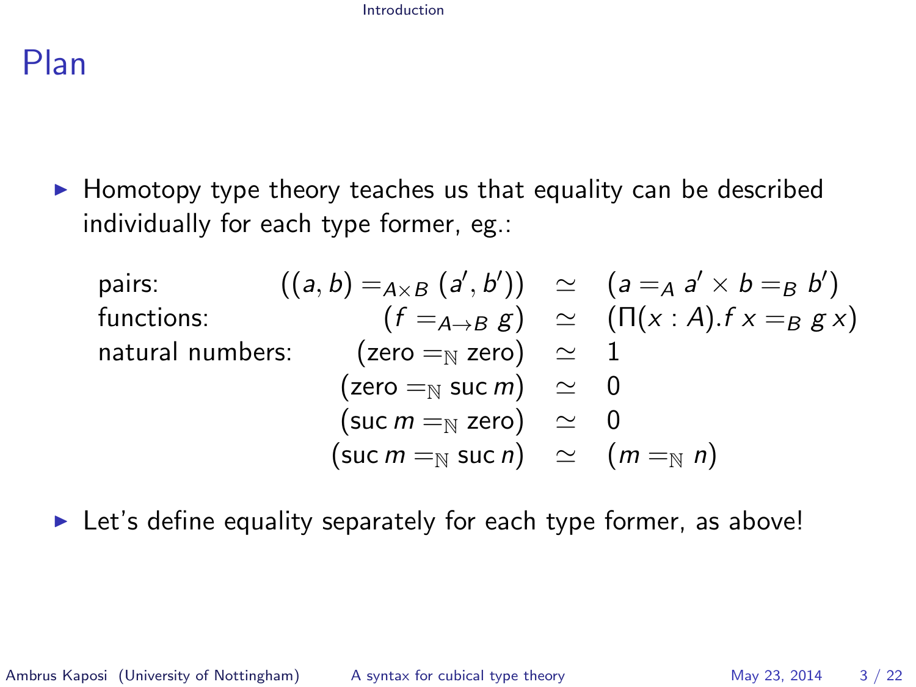## Plan

- Homotopy type theory teaches us that equality can be described individually for each type former, eg.:

$$
\begin{array}{lrcl}
\text{pairs:} & ((a, b) =_{A\times B} (a', b')) & \simeq & (a =_A a' \times b =_B b') \\
\text{functions:} & (f =_{A\to B} g) & \simeq & (\Pi(x : A).f\,x =_B g\,x) \\
\text{natural numbers:} & (\mathsf{zero} =_{\mathbb{N}} \mathsf{zero}) & \simeq & 1 \\
 & (\mathsf{zero} =_{\mathbb{N}} \mathsf{suc}\,m) & \simeq & 0 \\
 & (\mathsf{suc}\,m =_{\mathbb{N}} \mathsf{zero}) & \simeq & 0 \\
 & (\mathsf{suc}\,m =_{\mathbb{N}} \mathsf{suc}\,n) & \simeq & (m =_{\mathbb{N}} n)
\end{array}
$$

- Let's define equality separately for each type former, as above!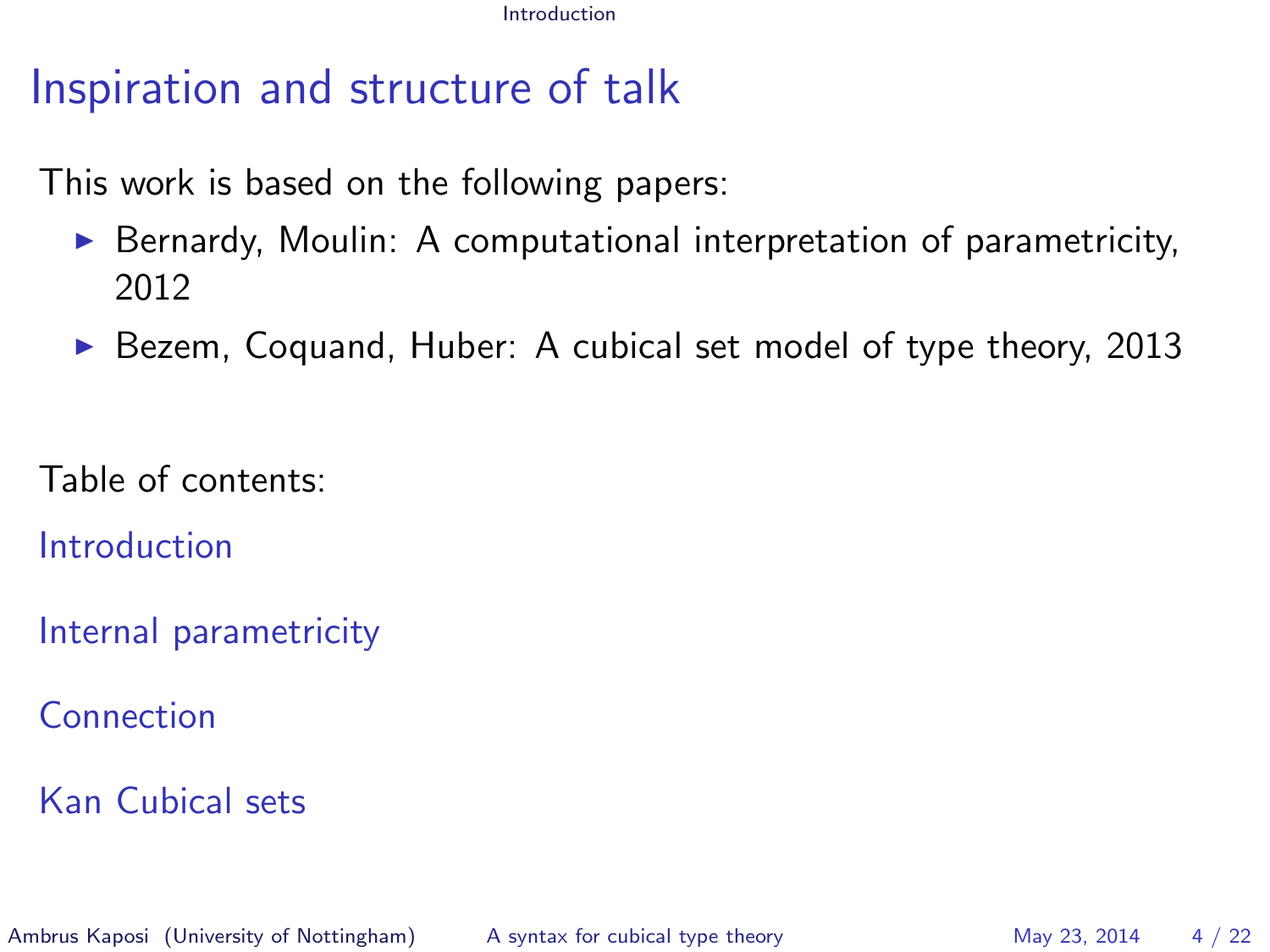# Inspiration and structure of talk

This work is based on the following papers:

- Bernardy, Moulin: A computational interpretation of parametricity, 2012
- Bezem, Coquand, Huber: A cubical set model of type theory, 2013

Table of contents:

Introduction

Internal parametricity

Connection

Kan Cubical sets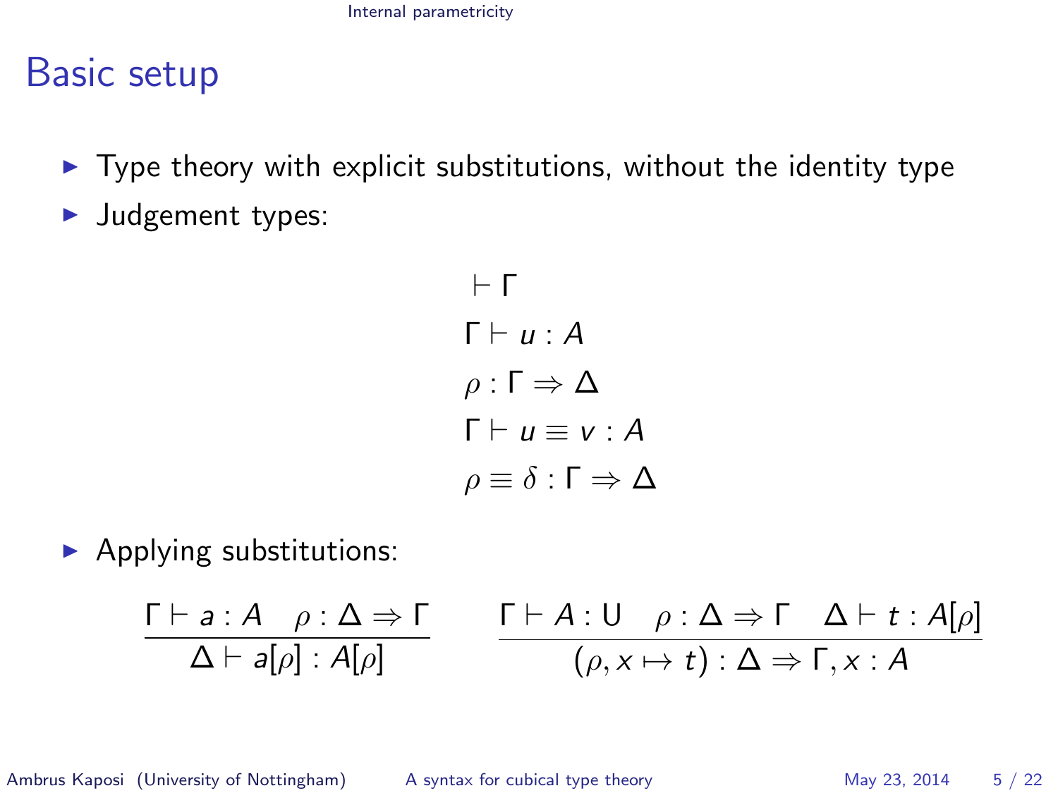# Basic setup

- Type theory with explicit substitutions, without the identity type
- Judgement types:

$$
\begin{aligned}
&\vdash \Gamma \\
&\Gamma \vdash u : A \\
&\rho : \Gamma \Rightarrow \Delta \\
&\Gamma \vdash u \equiv v : A \\
&\rho \equiv \delta : \Gamma \Rightarrow \Delta
\end{aligned}
$$

- Applying substitutions:

$$
\frac{\Gamma \vdash a : A \quad \rho : \Delta \Rightarrow \Gamma}{\Delta \vdash a[\rho] : A[\rho]}
\qquad
\frac{\Gamma \vdash A : \mathsf{U} \quad \rho : \Delta \Rightarrow \Gamma \quad \Delta \vdash t : A[\rho]}{(\rho, x \mapsto t) : \Delta \Rightarrow \Gamma, x : A}
$$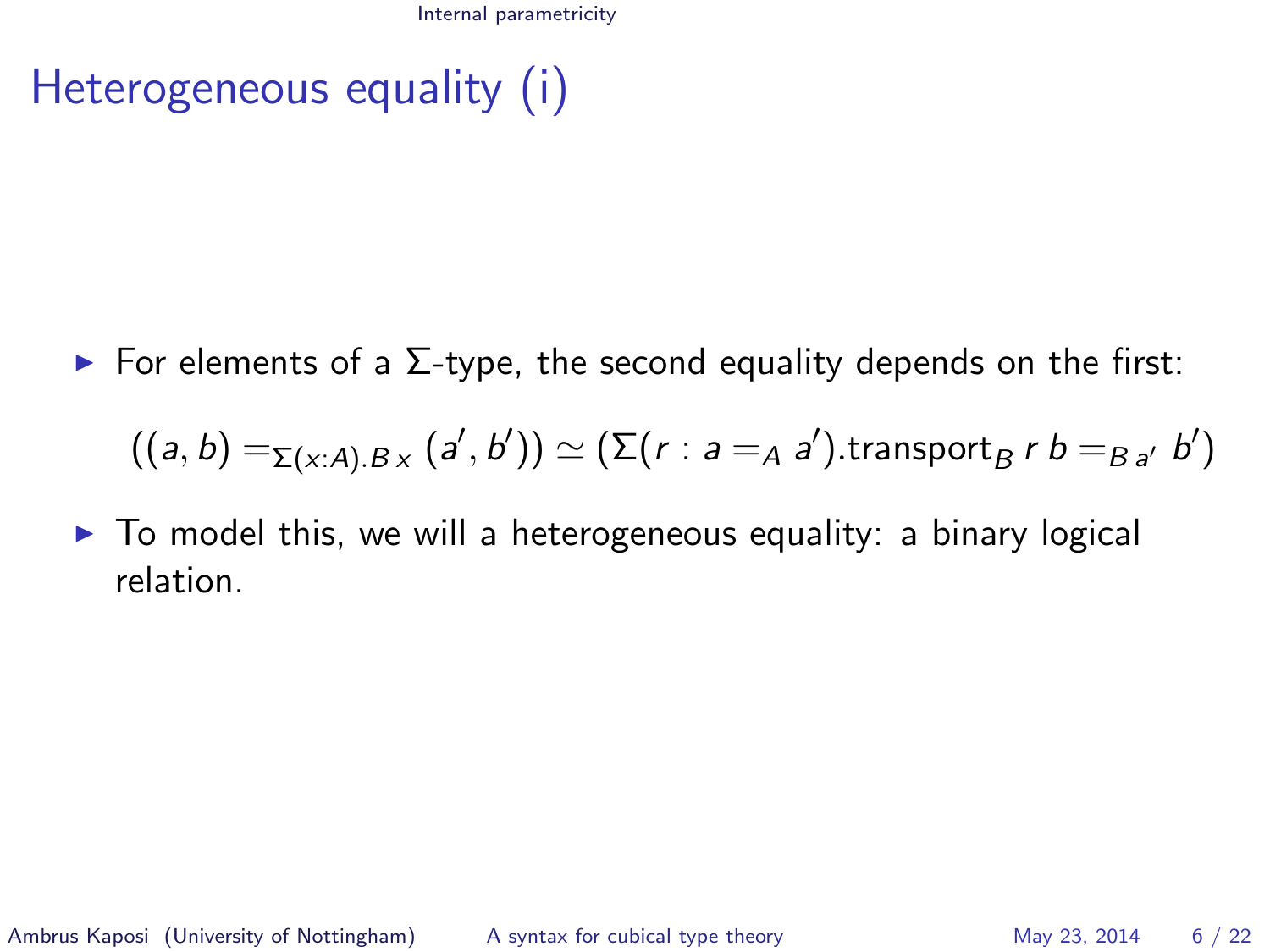# Heterogeneous equality (i)

- For elements of a Σ-type, the second equality depends on the first:

$$((a, b) =_{\Sigma(x:A).B\,x} (a', b')) \simeq (\Sigma(r : a =_A a').\text{transport}_B\; r\; b =_{B\,a'} b')$$

- To model this, we will a heterogeneous equality: a binary logical relation.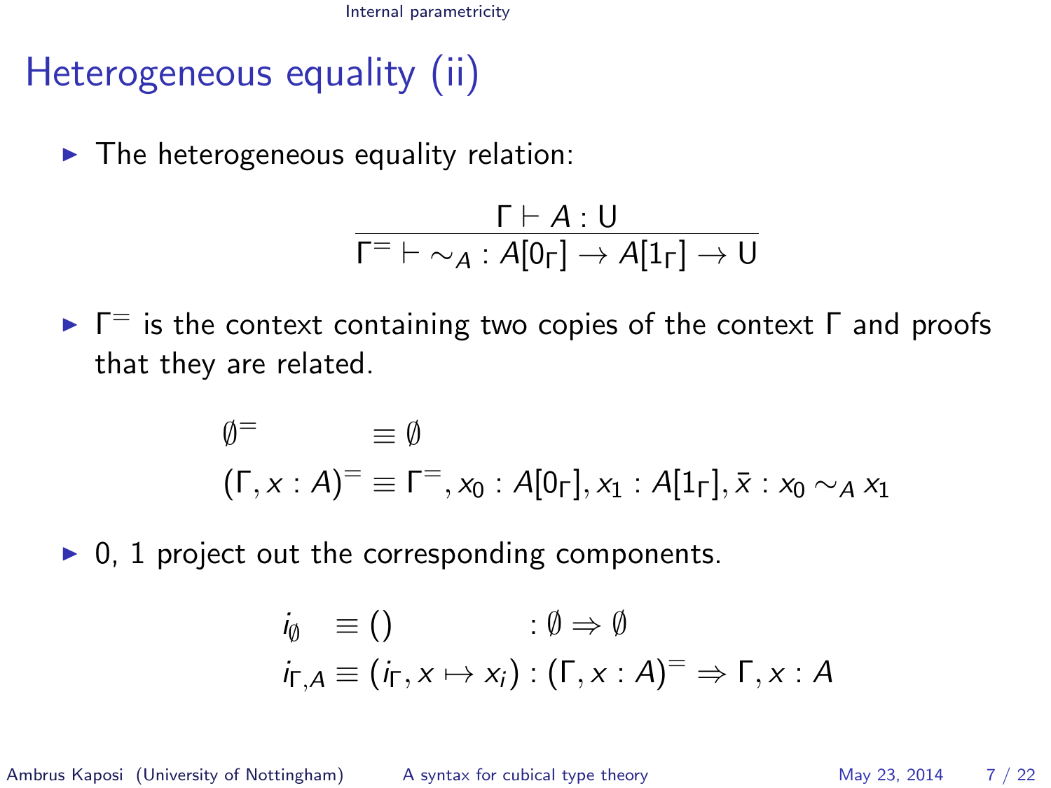# Heterogeneous equality (ii)

- The heterogeneous equality relation:

$$\frac{\Gamma \vdash A : \mathsf{U}}{\Gamma^{=} \vdash \sim_A : A[0_\Gamma] \to A[1_\Gamma] \to \mathsf{U}}$$

- $\Gamma^{=}$ is the context containing two copies of the context $\Gamma$ and proofs that they are related.

$$\begin{aligned}
\emptyset^{=} &\equiv \emptyset \\
(\Gamma, x : A)^{=} &\equiv \Gamma^{=}, x_0 : A[0_\Gamma], x_1 : A[1_\Gamma], \bar{x} : x_0 \sim_A x_1
\end{aligned}$$

- 0, 1 project out the corresponding components.

$$\begin{aligned}
i_\emptyset &\equiv () && : \emptyset \Rightarrow \emptyset \\
i_{\Gamma,A} &\equiv (i_\Gamma, x \mapsto x_i) && : (\Gamma, x : A)^{=} \Rightarrow \Gamma, x : A
\end{aligned}$$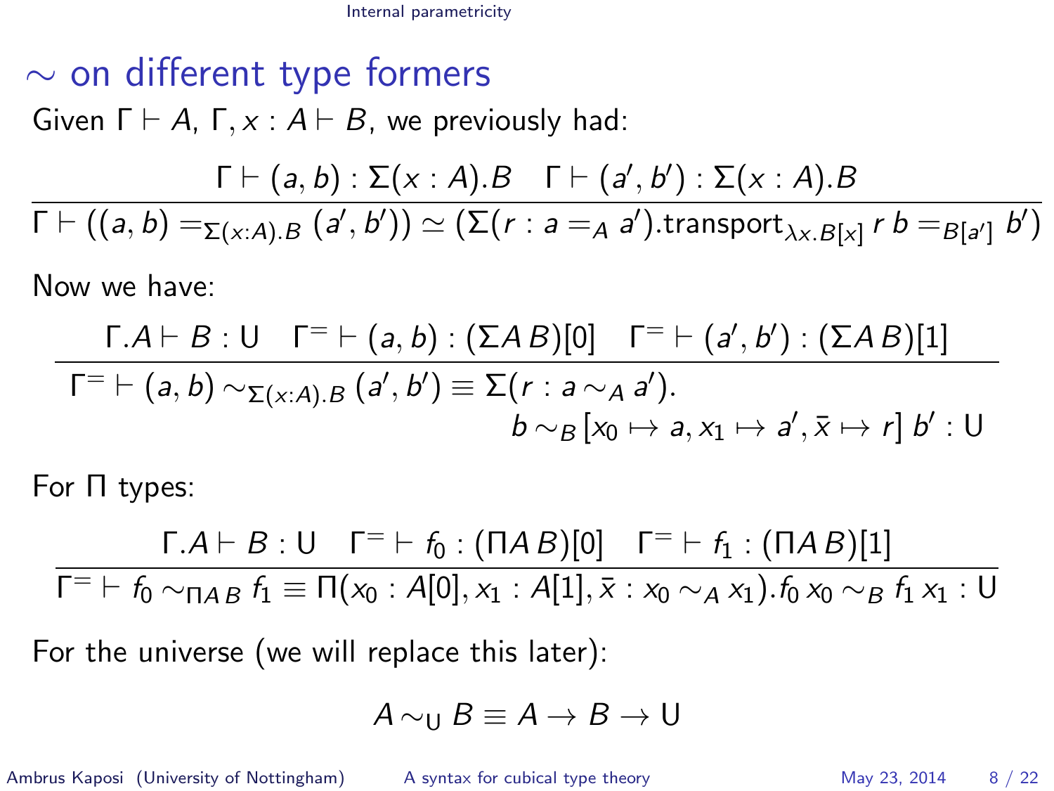# $\sim$ on different type formers

Given $\Gamma \vdash A$, $\Gamma, x : A \vdash B$, we previously had:

$$\frac{\Gamma \vdash (a, b) : \Sigma(x : A).B \quad \Gamma \vdash (a', b') : \Sigma(x : A).B}{\Gamma \vdash ((a, b) =_{\Sigma(x:A).B} (a', b')) \simeq (\Sigma(r : a =_A a').\mathsf{transport}_{\lambda x.B[x]}\, r\, b =_{B[a']} b')}$$

Now we have:

$$\frac{\Gamma.A \vdash B : \mathsf{U} \quad \Gamma^= \vdash (a, b) : (\Sigma A\, B)[0] \quad \Gamma^= \vdash (a', b') : (\Sigma A\, B)[1]}{\Gamma^= \vdash (a, b) \sim_{\Sigma(x:A).B} (a', b') \equiv \Sigma(r : a \sim_A a').\; b \sim_B [x_0 \mapsto a, x_1 \mapsto a', \bar{x} \mapsto r]\, b' : \mathsf{U}}$$

For $\Pi$ types:

$$\frac{\Gamma.A \vdash B : \mathsf{U} \quad \Gamma^= \vdash f_0 : (\Pi A\, B)[0] \quad \Gamma^= \vdash f_1 : (\Pi A\, B)[1]}{\Gamma^= \vdash f_0 \sim_{\Pi A\, B} f_1 \equiv \Pi(x_0 : A[0], x_1 : A[1], \bar{x} : x_0 \sim_A x_1).f_0\, x_0 \sim_B f_1\, x_1 : \mathsf{U}}$$

For the universe (we will replace this later):

$$A \sim_{\mathsf{U}} B \equiv A \to B \to \mathsf{U}$$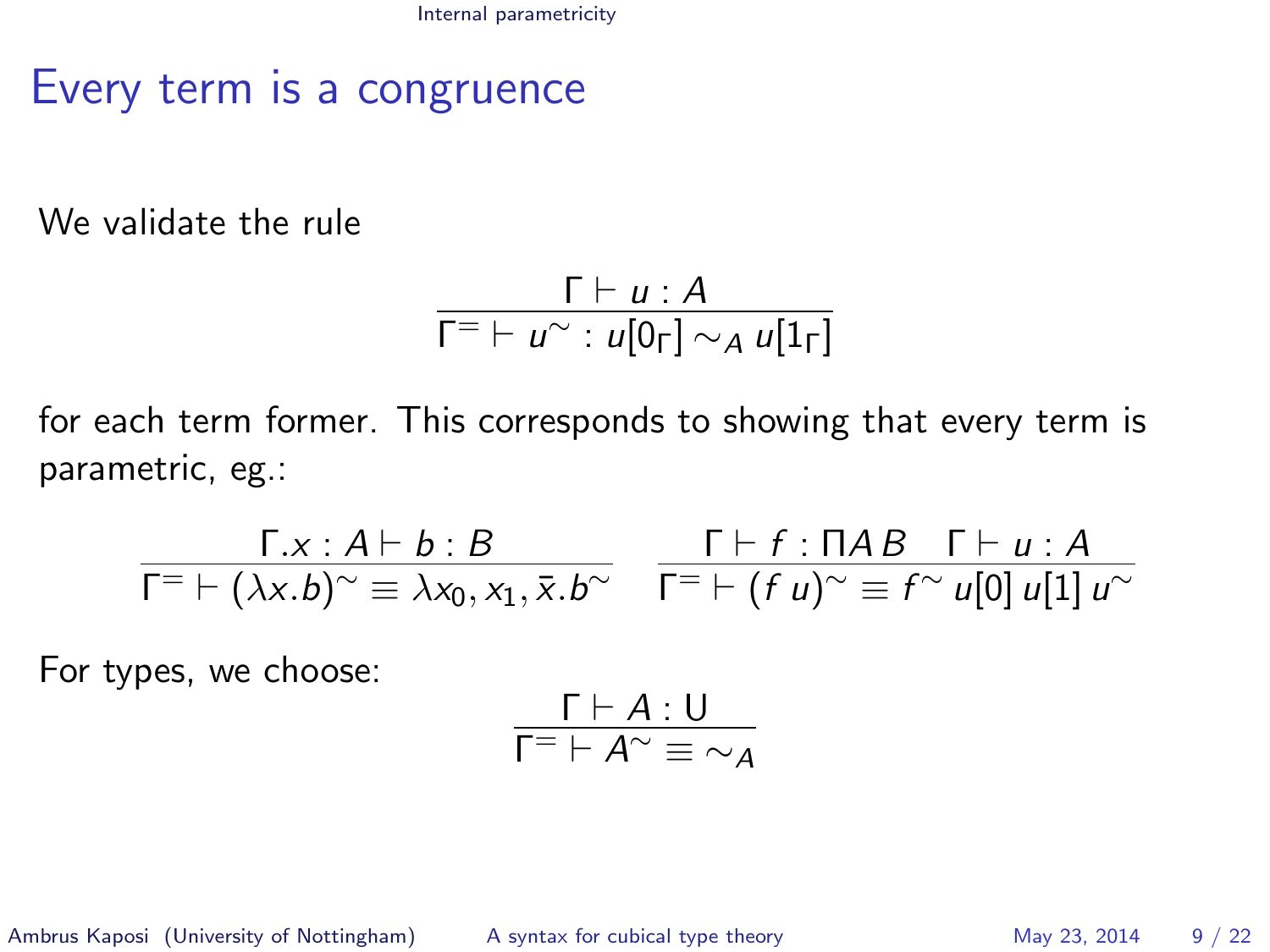# Every term is a congruence

We validate the rule

$$\frac{\Gamma \vdash u : A}{\Gamma^{=} \vdash u^{\sim} : u[0_\Gamma] \sim_A u[1_\Gamma]}$$

for each term former. This corresponds to showing that every term is parametric, eg.:

$$\frac{\Gamma.x : A \vdash b : B}{\Gamma^{=} \vdash (\lambda x.b)^{\sim} \equiv \lambda x_0, x_1, \bar{x}.b^{\sim}} \qquad \frac{\Gamma \vdash f : \Pi A\, B \quad \Gamma \vdash u : A}{\Gamma^{=} \vdash (f\, u)^{\sim} \equiv f^{\sim}\, u[0]\, u[1]\, u^{\sim}}$$

For types, we choose:

$$\frac{\Gamma \vdash A : \mathsf{U}}{\Gamma^{=} \vdash A^{\sim} \equiv \sim_A}$$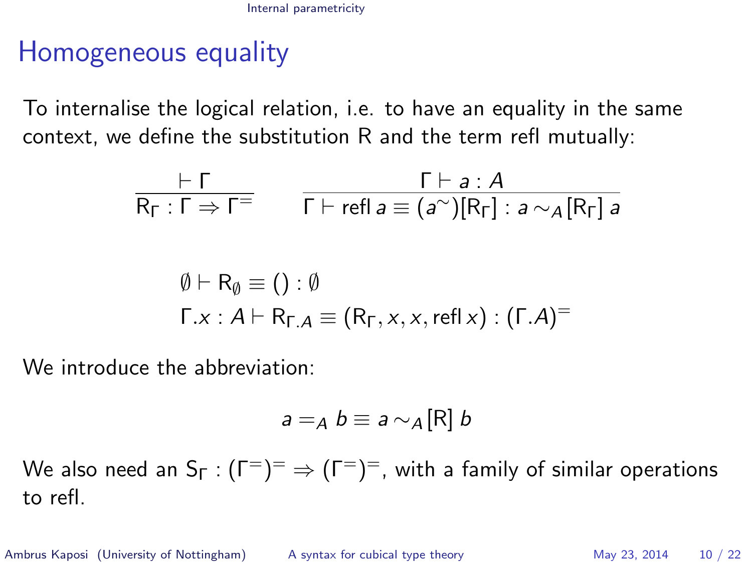# Homogeneous equality

To internalise the logical relation, i.e. to have an equality in the same context, we define the substitution R and the term refl mutually:

$$\frac{\vdash \Gamma}{\mathsf{R}_\Gamma : \Gamma \Rightarrow \Gamma^=} \qquad \frac{\Gamma \vdash a : A}{\Gamma \vdash \mathsf{refl}\, a \equiv (a^\sim)[\mathsf{R}_\Gamma] : a \sim_A [\mathsf{R}_\Gamma]\, a}$$

$$\emptyset \vdash \mathsf{R}_\emptyset \equiv () : \emptyset$$

$$\Gamma.x : A \vdash \mathsf{R}_{\Gamma.A} \equiv (\mathsf{R}_\Gamma, x, x, \mathsf{refl}\, x) : (\Gamma.A)^=$$

We introduce the abbreviation:

$$a =_A b \equiv a \sim_A [\mathsf{R}]\, b$$

We also need an $\mathsf{S}_\Gamma : (\Gamma^=)^= \Rightarrow (\Gamma^=)^=$, with a family of similar operations to refl.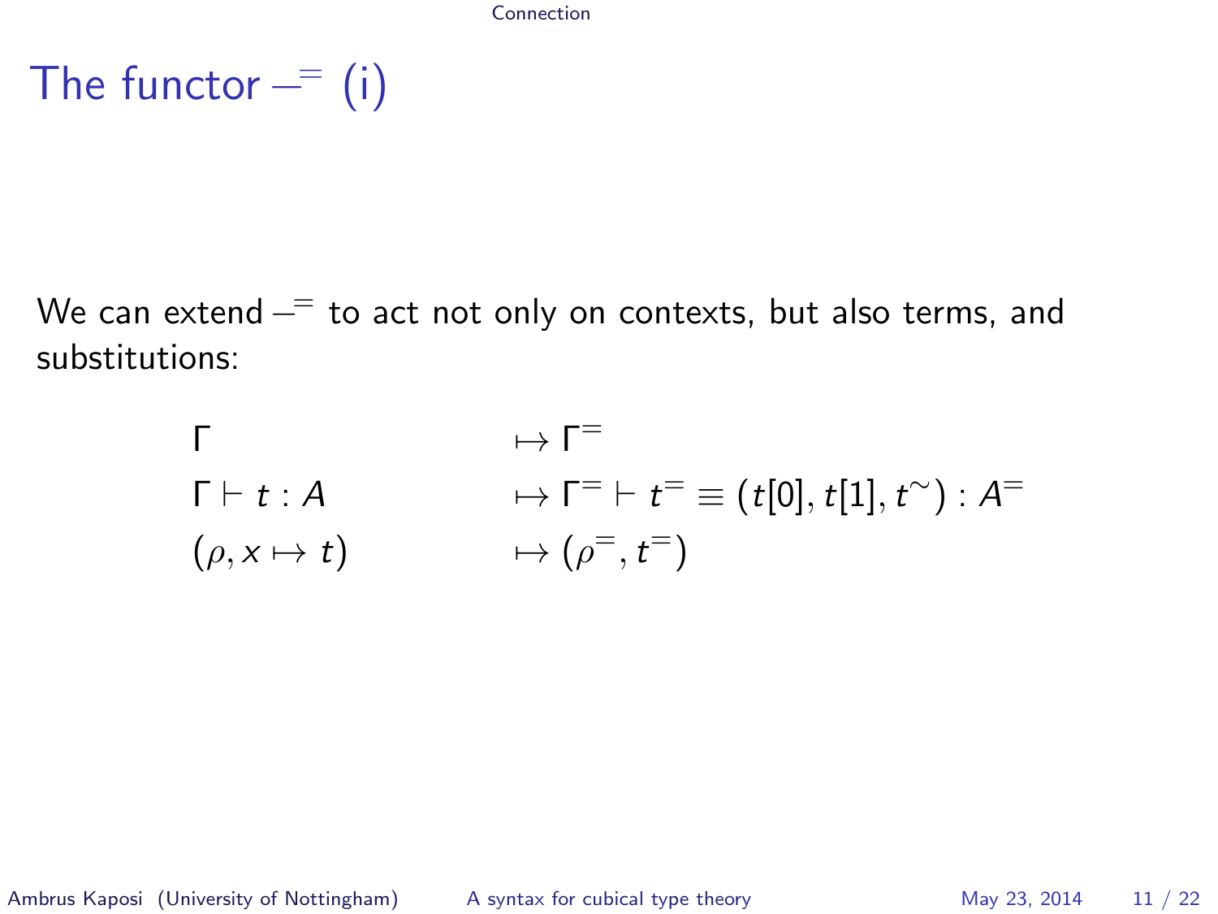# The functor $-^{=}$ (i)

We can extend $-^{=}$ to act not only on contexts, but also terms, and substitutions:

$$
\begin{aligned}
&\Gamma && \mapsto \Gamma^{=} \\
&\Gamma \vdash t : A && \mapsto \Gamma^{=} \vdash t^{=} \equiv (t[0], t[1], t^{\sim}) : A^{=} \\
&(\rho, x \mapsto t) && \mapsto (\rho^{=}, t^{=})
\end{aligned}
$$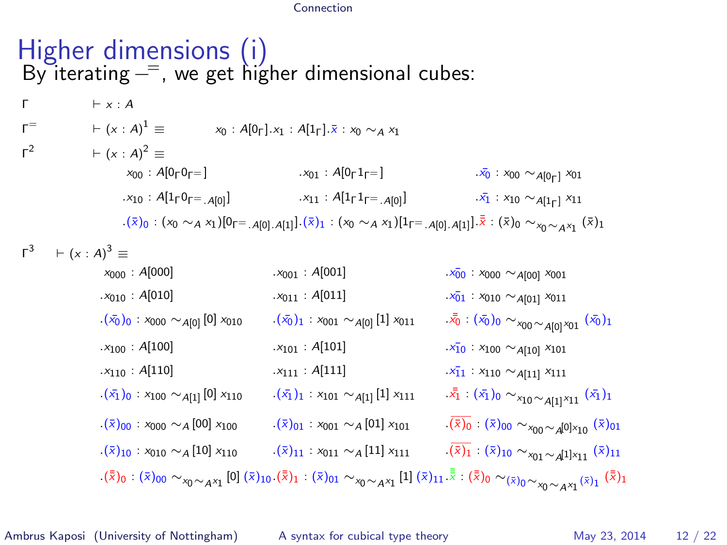# Higher dimensions (i)

By iterating $-^{=}$, we get higher dimensional cubes:

$\Gamma \qquad \vdash x : A$

$\Gamma^{=} \qquad \vdash (x : A)^1 \equiv \qquad x_0 : A[0_\Gamma].x_1 : A[1_\Gamma].\bar{x} : x_0 \sim_A x_1$

$\Gamma^2 \qquad \vdash (x : A)^2 \equiv$

$$
\begin{array}{lll}
x_{00} : A[0_\Gamma 0_{\Gamma^=}] & .x_{01} : A[0_\Gamma 1_{\Gamma^=}] & .\bar{x_0} : x_{00} \sim_{A[0_\Gamma]} x_{01} \\
.x_{10} : A[1_\Gamma 0_{\Gamma^=.A[0]}] & .x_{11} : A[1_\Gamma 1_{\Gamma^=.A[0]}] & .\bar{x_1} : x_{10} \sim_{A[1_\Gamma]} x_{11} \\
.(\bar{x})_0 : (x_0 \sim_A x_1)[0_{\Gamma^=.A[0].A[1]}] & .(\bar{x})_1 : (x_0 \sim_A x_1)[1_{\Gamma^=.A[0].A[1]}] & .\bar{\bar{x}} : (\bar{x})_0 \sim_{x_0 \sim_A x_1} (\bar{x})_1
\end{array}
$$

$\Gamma^3 \qquad \vdash (x : A)^3 \equiv$

$$
\begin{array}{lll}
x_{000} : A[000] & .x_{001} : A[001] & .\bar{x_{00}} : x_{000} \sim_{A[00]} x_{001} \\
.x_{010} : A[010] & .x_{011} : A[011] & .\bar{x_{01}} : x_{010} \sim_{A[01]} x_{011} \\
.(\bar{x_0})_0 : x_{000} \sim_{A[0]} [0]\, x_{010} & .(\bar{x_0})_1 : x_{001} \sim_{A[0]} [1]\, x_{011} & .\bar{\bar{x_0}} : (\bar{x_0})_0 \sim_{x_{00} \sim_{A[0]} x_{01}} (\bar{x_0})_1 \\
.x_{100} : A[100] & .x_{101} : A[101] & .\bar{x_{10}} : x_{100} \sim_{A[10]} x_{101} \\
.x_{110} : A[110] & .x_{111} : A[111] & .\bar{x_{11}} : x_{110} \sim_{A[11]} x_{111} \\
.(\bar{x_1})_0 : x_{100} \sim_{A[1]} [0]\, x_{110} & .(\bar{x_1})_1 : x_{101} \sim_{A[1]} [1]\, x_{111} & .\bar{\bar{x_1}} : (\bar{x_1})_0 \sim_{x_{10} \sim_{A[1]} x_{11}} (\bar{x_1})_1 \\
.(\bar{x})_{00} : x_{000} \sim_A [00]\, x_{100} & .(\bar{x})_{01} : x_{001} \sim_A [01]\, x_{101} & .\overline{(\bar{x})_0} : (\bar{x})_{00} \sim_{x_{00} \sim_A [0] x_{10}} (\bar{x})_{01} \\
.(\bar{x})_{10} : x_{010} \sim_A [10]\, x_{110} & .(\bar{x})_{11} : x_{011} \sim_A [11]\, x_{111} & .\overline{(\bar{x})_1} : (\bar{x})_{10} \sim_{x_{01} \sim_A [1] x_{11}} (\bar{x})_{11} \\
.(\bar{\bar{x}})_0 : (\bar{x})_{00} \sim_{x_0 \sim_A x_1} [0]\, (\bar{x})_{10} & .(\bar{\bar{x}})_1 : (\bar{x})_{01} \sim_{x_0 \sim_A x_1} [1]\, (\bar{x})_{11} & .\bar{\bar{\bar{x}}} : (\bar{\bar{x}})_0 \sim_{(\bar{x})_0 \sim_{x_0 \sim_A x_1} (\bar{x})_1} (\bar{\bar{x}})_1
\end{array}
$$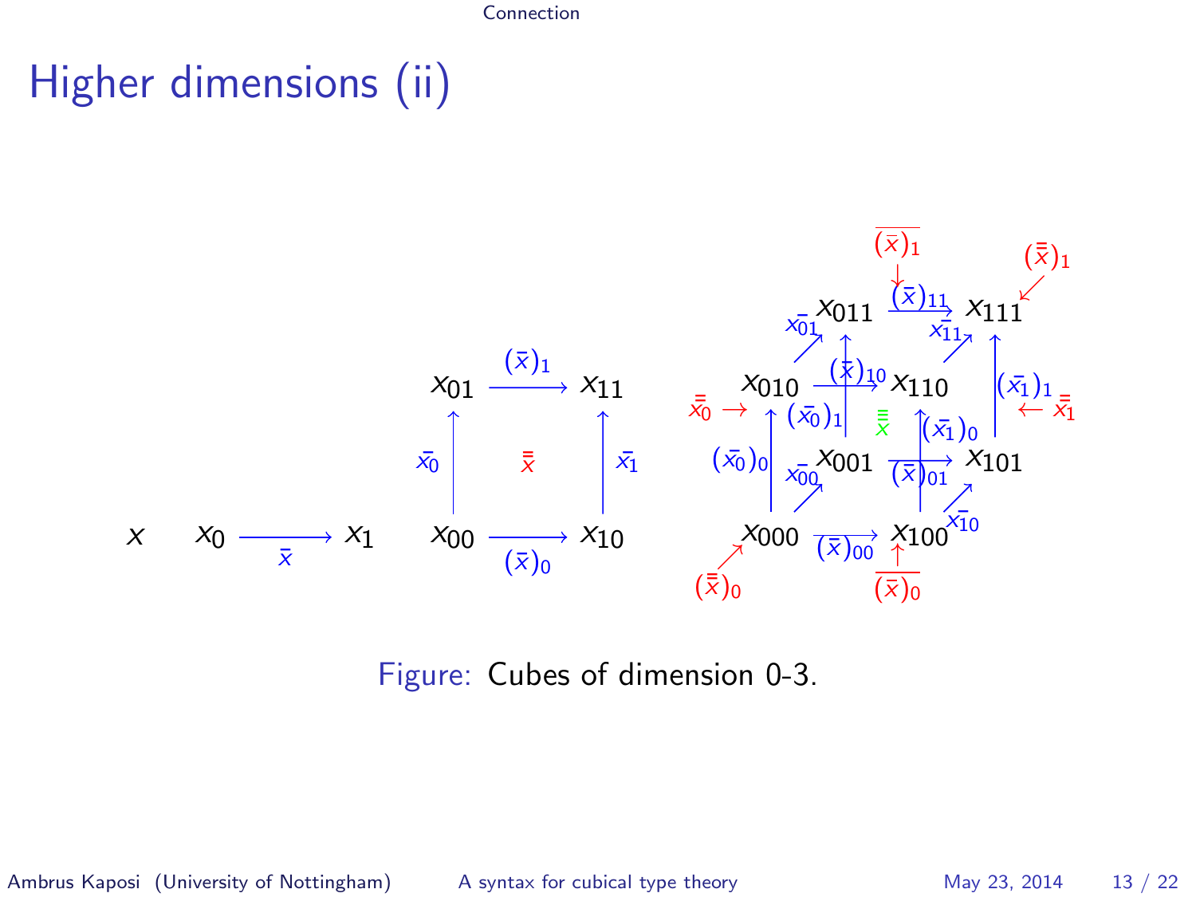# Higher dimensions (ii)

$x$

$x_0 \xrightarrow{\bar{x}} x_1$

$$
\begin{array}{ccc}
x_{01} & \xrightarrow{(\bar{x})_1} & x_{11} \\
\uparrow \bar{x_0} & \bar{\bar{x}} & \uparrow \bar{x_1} \\
x_{00} & \xrightarrow{(\bar{x})_0} & x_{10}
\end{array}
$$

Three-dimensional cube with vertices $x_{000}$, $x_{100}$, $x_{010}$, $x_{110}$, $x_{001}$, $x_{101}$, $x_{011}$, $x_{111}$; edges $(\bar{x})_{00}$, $(\bar{x})_{10}$, $(\bar{x})_{01}$, $(\bar{x})_{11}$, $(\bar{x_0})_0$, $(\bar{x_0})_1$, $(\bar{x_1})_0$, $(\bar{x_1})_1$, $\bar{x_{00}}$, $\bar{x_{10}}$, $\bar{x_{01}}$, $\bar{x_{11}}$; faces $\bar{\bar{x_0}}$, $\bar{\bar{x_1}}$, $(\bar{\bar{x}})_0$, $(\bar{\bar{x}})_1$, $\overline{(\bar{x})_0}$, $\overline{(\bar{x})_1}$; interior $\bar{\bar{\bar{x}}}$.

Figure: Cubes of dimension 0-3.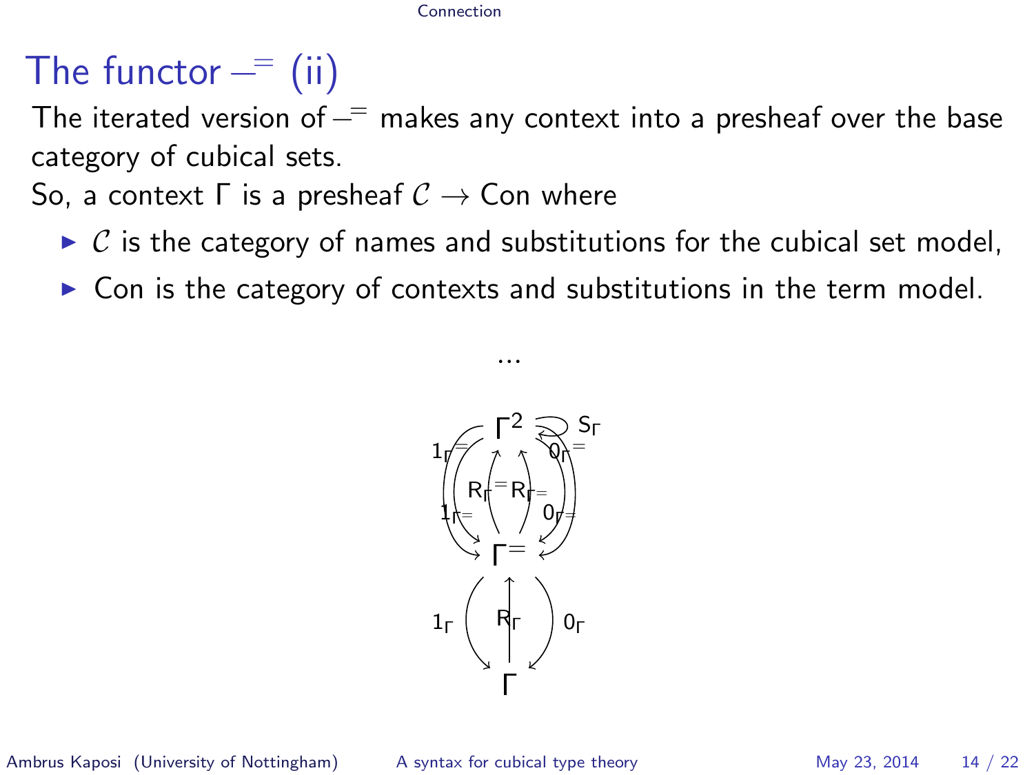# The functor $-^{=}$ (ii)

The iterated version of $-^{=}$ makes any context into a presheaf over the base category of cubical sets.

So, a context $\Gamma$ is a presheaf $\mathcal{C} \to \mathsf{Con}$ where

- $\mathcal{C}$ is the category of names and substitutions for the cubical set model,
- $\mathsf{Con}$ is the category of contexts and substitutions in the term model.

...

$\Gamma^2$ — $S_\Gamma$, $1_{\Gamma^=}$, $0_{\Gamma^=}$, $R_{\Gamma^=}$, $R_{\Gamma^=}$, $1_{\Gamma^=}$, $0_{\Gamma^=}$

$\Gamma^=$ — $1_\Gamma$, $R_\Gamma$, $0_\Gamma$

$\Gamma$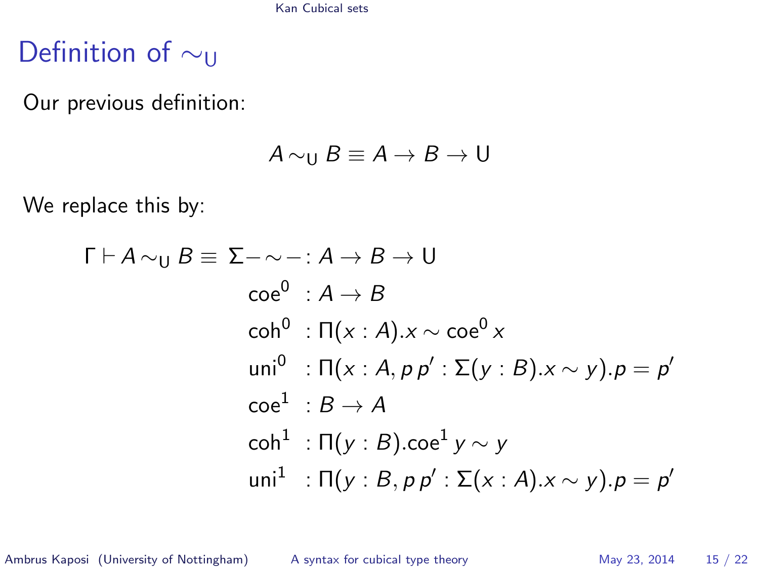# Definition of $\sim_\mathsf{U}$

Our previous definition:

$$A \sim_\mathsf{U} B \equiv A \to B \to \mathsf{U}$$

We replace this by:

$$
\begin{aligned}
\Gamma \vdash A \sim_\mathsf{U} B \equiv\ & \Sigma - \sim - : A \to B \to \mathsf{U} \\
& \mathsf{coe}^0 \ : A \to B \\
& \mathsf{coh}^0 \ : \Pi(x : A).x \sim \mathsf{coe}^0\, x \\
& \mathsf{uni}^0 \ : \Pi(x : A, p\, p' : \Sigma(y : B).x \sim y).p = p' \\
& \mathsf{coe}^1 \ : B \to A \\
& \mathsf{coh}^1 \ : \Pi(y : B).\mathsf{coe}^1\, y \sim y \\
& \mathsf{uni}^1 \ : \Pi(y : B, p\, p' : \Sigma(x : A).x \sim y).p = p'
\end{aligned}
$$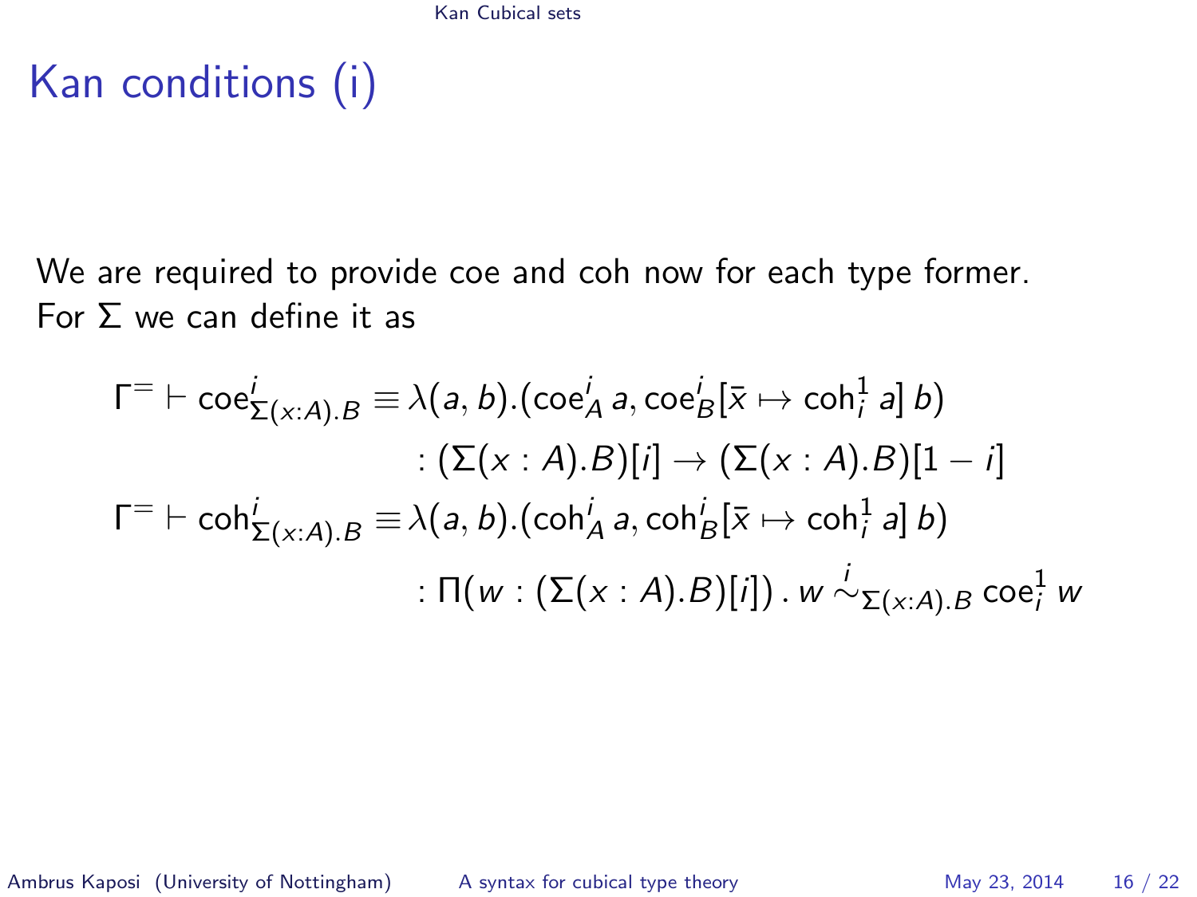# Kan conditions (i)

We are required to provide coe and coh now for each type former. For $\Sigma$ we can define it as

$$
\begin{aligned}
\Gamma^{=} \vdash \mathsf{coe}^{i}_{\Sigma(x:A).B} \equiv\, & \lambda(a,b).(\mathsf{coe}^{i}_{A}\, a, \mathsf{coe}^{i}_{B}[\bar{x} \mapsto \mathsf{coh}^{1}_{i}\, a]\, b) \\
& : (\Sigma(x:A).B)[i] \to (\Sigma(x:A).B)[1-i] \\
\Gamma^{=} \vdash \mathsf{coh}^{i}_{\Sigma(x:A).B} \equiv\, & \lambda(a,b).(\mathsf{coh}^{i}_{A}\, a, \mathsf{coh}^{i}_{B}[\bar{x} \mapsto \mathsf{coh}^{1}_{i}\, a]\, b) \\
& : \Pi(w : (\Sigma(x:A).B)[i])\,.\, w \overset{i}{\sim}_{\Sigma(x:A).B} \mathsf{coe}^{1}_{i}\, w
\end{aligned}
$$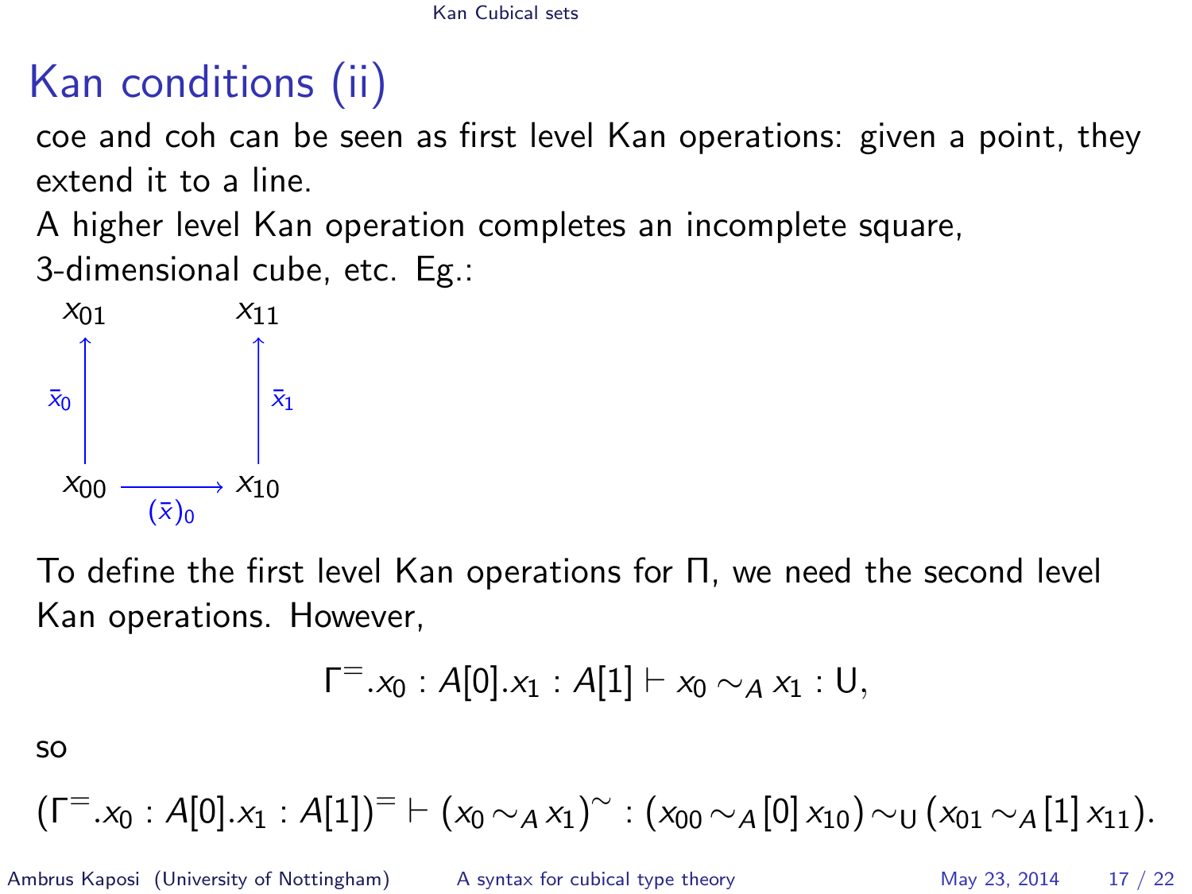# Kan conditions (ii)

coe and coh can be seen as first level Kan operations: given a point, they extend it to a line.

A higher level Kan operation completes an incomplete square, 3-dimensional cube, etc. Eg.:

$$
\begin{array}{ccc}
x_{01} & & x_{11} \\
\uparrow {\scriptstyle \bar{x}_0} & & \uparrow {\scriptstyle \bar{x}_1} \\
x_{00} & \xrightarrow[(\bar{x})_0]{} & x_{10}
\end{array}
$$

To define the first level Kan operations for $\Pi$, we need the second level Kan operations. However,

$$\Gamma^{=}.x_0 : A[0].x_1 : A[1] \vdash x_0 \sim_A x_1 : \mathsf{U},$$

so

$$(\Gamma^{=}.x_0 : A[0].x_1 : A[1])^{=} \vdash (x_0 \sim_A x_1)^{\sim} : (x_{00} \sim_A [0]\, x_{10}) \sim_{\mathsf{U}} (x_{01} \sim_A [1]\, x_{11}).$$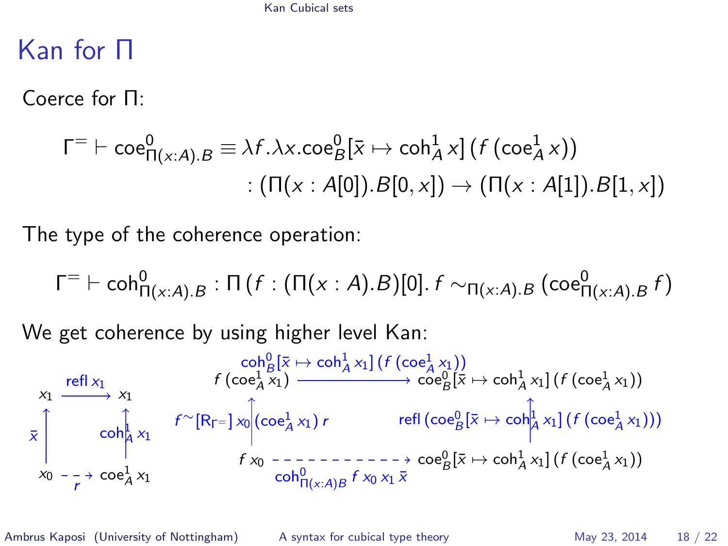# Kan for Π

Coerce for Π:

$$\Gamma^{=} \vdash \mathsf{coe}^0_{\Pi(x:A).B} \equiv \lambda f.\lambda x.\mathsf{coe}^0_B[\bar{x} \mapsto \mathsf{coh}^1_A\, x]\,(f\,(\mathsf{coe}^1_A\, x))$$
$$: (\Pi(x : A[0]).B[0,x]) \to (\Pi(x : A[1]).B[1,x])$$

The type of the coherence operation:

$$\Gamma^{=} \vdash \mathsf{coh}^0_{\Pi(x:A).B} : \Pi\,(f : (\Pi(x : A).B)[0].\, f \sim_{\Pi(x:A).B} (\mathsf{coe}^0_{\Pi(x:A).B}\, f)$$

We get coherence by using higher level Kan:

$$\begin{array}{ccc}
x_1 & \xrightarrow{\mathsf{refl}\, x_1} & x_1 \\
\uparrow{\scriptstyle \bar{x}} & & \uparrow{\scriptstyle \mathsf{coh}^1_A\, x_1} \\
x_0 & \overset{r}{\dashrightarrow} & \mathsf{coe}^1_A\, x_1
\end{array}$$

$$\begin{array}{ccc}
f\,(\mathsf{coe}^1_A\, x_1) & \xrightarrow{\mathsf{coh}^0_B[\bar{x} \mapsto \mathsf{coh}^1_A\, x_1]\,(f\,(\mathsf{coe}^1_A\, x_1))} & \mathsf{coe}^0_B[\bar{x} \mapsto \mathsf{coh}^1_A\, x_1]\,(f\,(\mathsf{coe}^1_A\, x_1)) \\
\uparrow{\scriptstyle f^{\sim}[\mathsf{R}_{\Gamma^=}]\, x_0\,(\mathsf{coe}^1_A\, x_1)\, r} & & \uparrow{\scriptstyle \mathsf{refl}\,(\mathsf{coe}^0_B[\bar{x} \mapsto \mathsf{coh}^1_A\, x_1]\,(f\,(\mathsf{coe}^1_A\, x_1)))} \\
f\, x_0 & \overset{\mathsf{coh}^0_{\Pi(x:A)B}\, f\, x_0\, x_1\, \bar{x}}{\dashrightarrow} & \mathsf{coe}^0_B[\bar{x} \mapsto \mathsf{coh}^1_A\, x_1]\,(f\,(\mathsf{coe}^1_A\, x_1))
\end{array}$$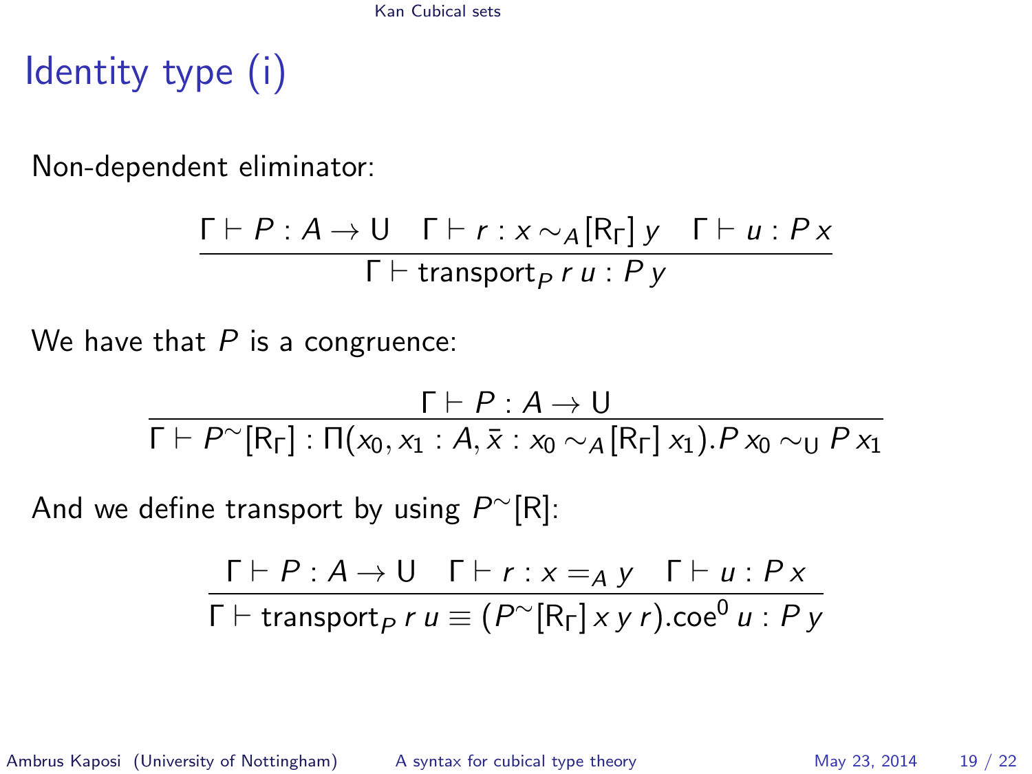# Identity type (i)

Non-dependent eliminator:

$$\frac{\Gamma \vdash P : A \to \mathsf{U} \quad \Gamma \vdash r : x \sim_A [\mathsf{R}_\Gamma]\, y \quad \Gamma \vdash u : P\, x}{\Gamma \vdash \mathsf{transport}_P\, r\, u : P\, y}$$

We have that $P$ is a congruence:

$$\frac{\Gamma \vdash P : A \to \mathsf{U}}{\Gamma \vdash P^{\sim}[\mathsf{R}_\Gamma] : \Pi(x_0, x_1 : A, \bar{x} : x_0 \sim_A [\mathsf{R}_\Gamma]\, x_1). P\, x_0 \sim_{\mathsf{U}} P\, x_1}$$

And we define transport by using $P^{\sim}[\mathsf{R}]$:

$$\frac{\Gamma \vdash P : A \to \mathsf{U} \quad \Gamma \vdash r : x =_A y \quad \Gamma \vdash u : P\, x}{\Gamma \vdash \mathsf{transport}_P\, r\, u \equiv (P^{\sim}[\mathsf{R}_\Gamma]\, x\, y\, r).\mathsf{coe}^0\, u : P\, y}$$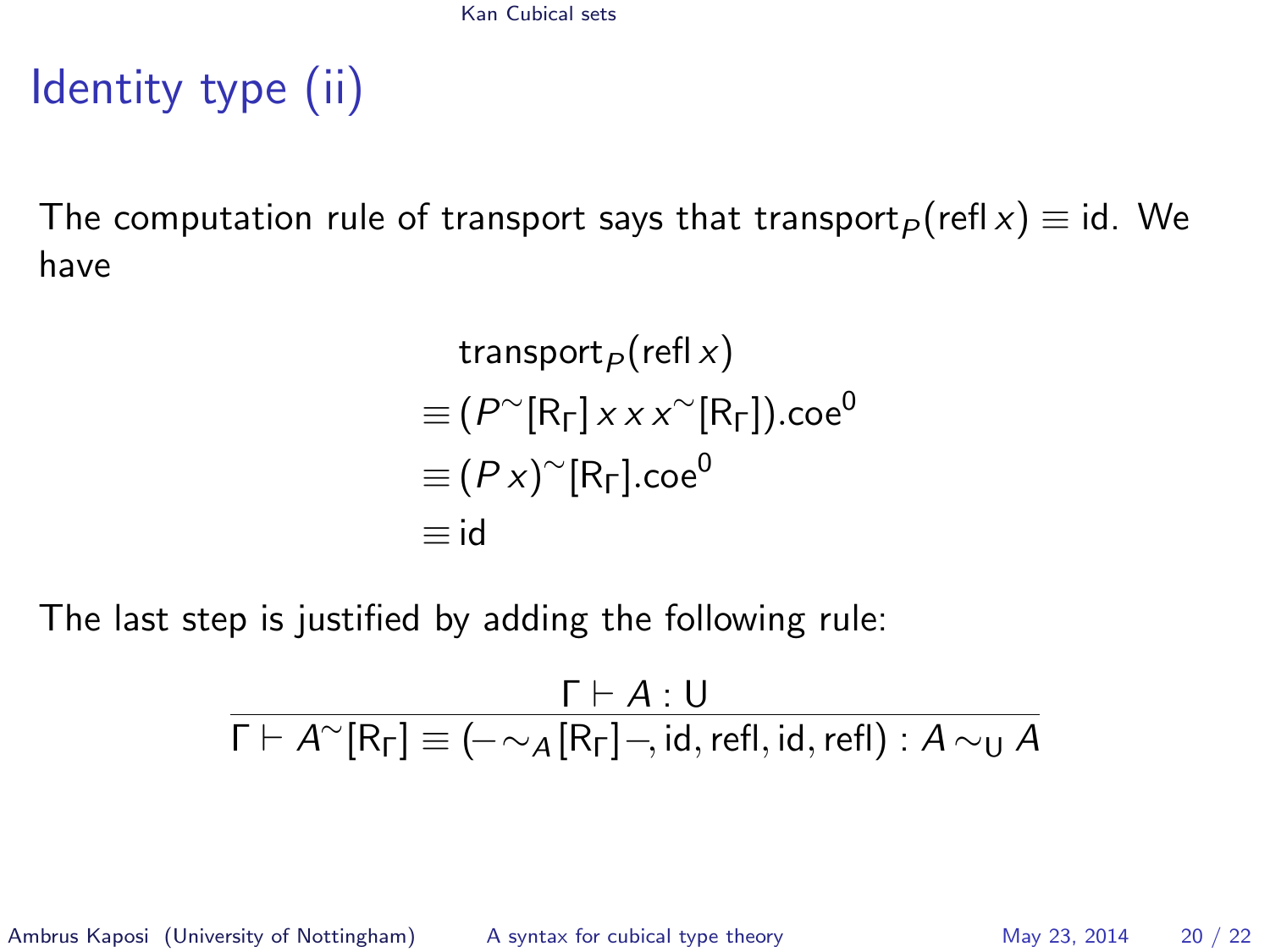# Identity type (ii)

The computation rule of transport says that $\mathsf{transport}_P(\mathsf{refl}\,x) \equiv \mathsf{id}$. We have

$$
\begin{aligned}
& \mathsf{transport}_P(\mathsf{refl}\,x) \\
\equiv\, & (P^{\sim}[\mathsf{R}_\Gamma]\,x\,x\,x^{\sim}[\mathsf{R}_\Gamma]).\mathsf{coe}^0 \\
\equiv\, & (P\,x)^{\sim}[\mathsf{R}_\Gamma].\mathsf{coe}^0 \\
\equiv\, & \mathsf{id}
\end{aligned}
$$

The last step is justified by adding the following rule:

$$
\frac{\Gamma \vdash A : \mathsf{U}}{\Gamma \vdash A^{\sim}[\mathsf{R}_\Gamma] \equiv (-\sim_A[\mathsf{R}_\Gamma]-, \mathsf{id}, \mathsf{refl}, \mathsf{id}, \mathsf{refl}) : A \sim_{\mathsf{U}} A}
$$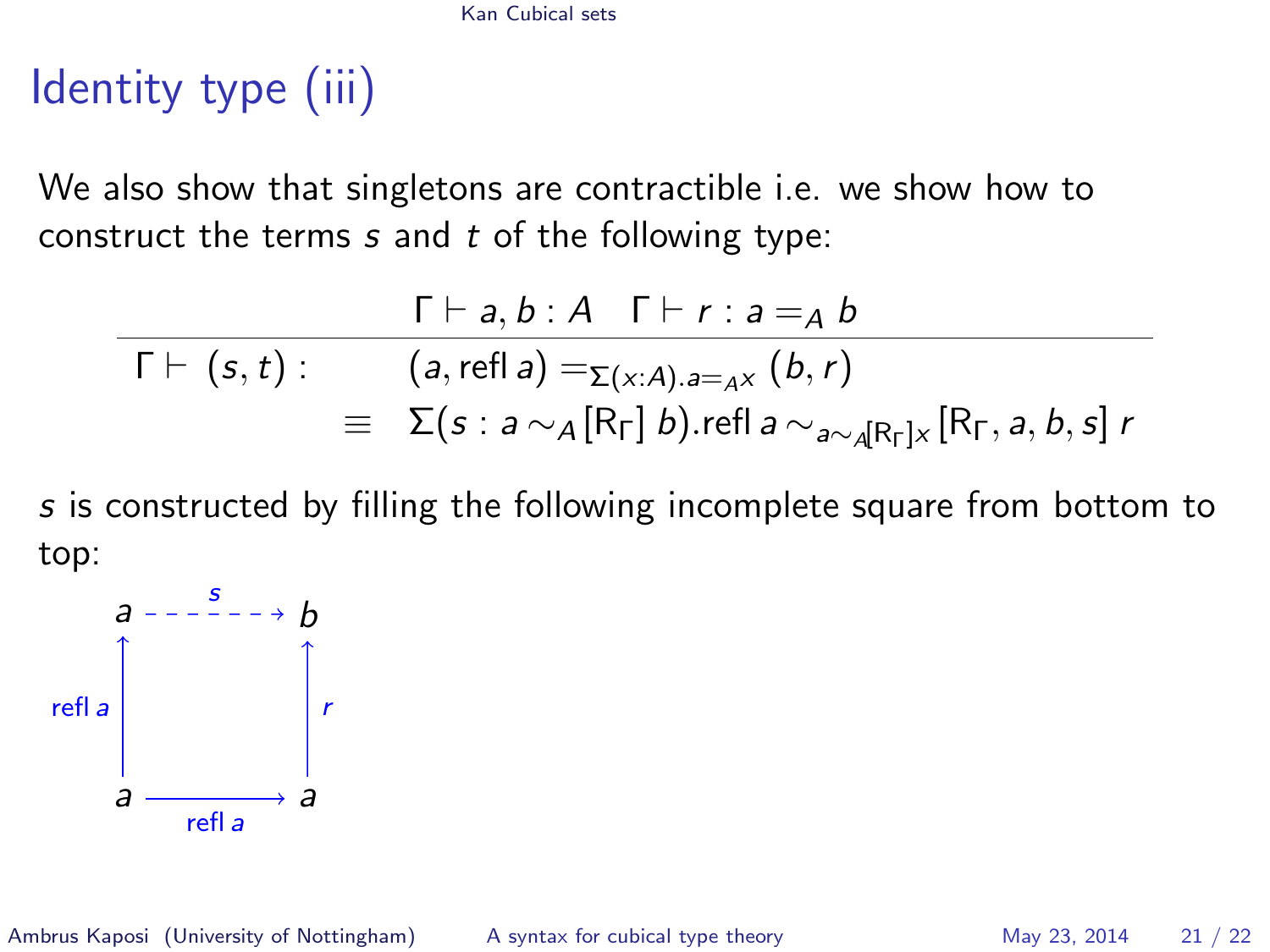# Identity type (iii)

We also show that singletons are contractible i.e. we show how to construct the terms $s$ and $t$ of the following type:

$$\frac{\Gamma \vdash a, b : A \quad \Gamma \vdash r : a =_A b}{\begin{array}{rl}\Gamma \vdash (s, t) : & (a, \mathsf{refl}\, a) =_{\Sigma(x:A).a=_A x} (b, r) \\ \equiv & \Sigma(s : a \sim_A [\mathsf{R}_\Gamma]\, b).\mathsf{refl}\, a \sim_{a \sim_A [\mathsf{R}_\Gamma] x} [\mathsf{R}_\Gamma, a, b, s]\, r\end{array}}$$

$s$ is constructed by filling the following incomplete square from bottom to top:

$$\begin{array}{ccc} a & \overset{s}{\dashrightarrow} & b \\ {\scriptstyle \mathsf{refl}\, a} \uparrow & & \uparrow {\scriptstyle r} \\ a & \underset{\mathsf{refl}\, a}{\longrightarrow} & a \end{array}$$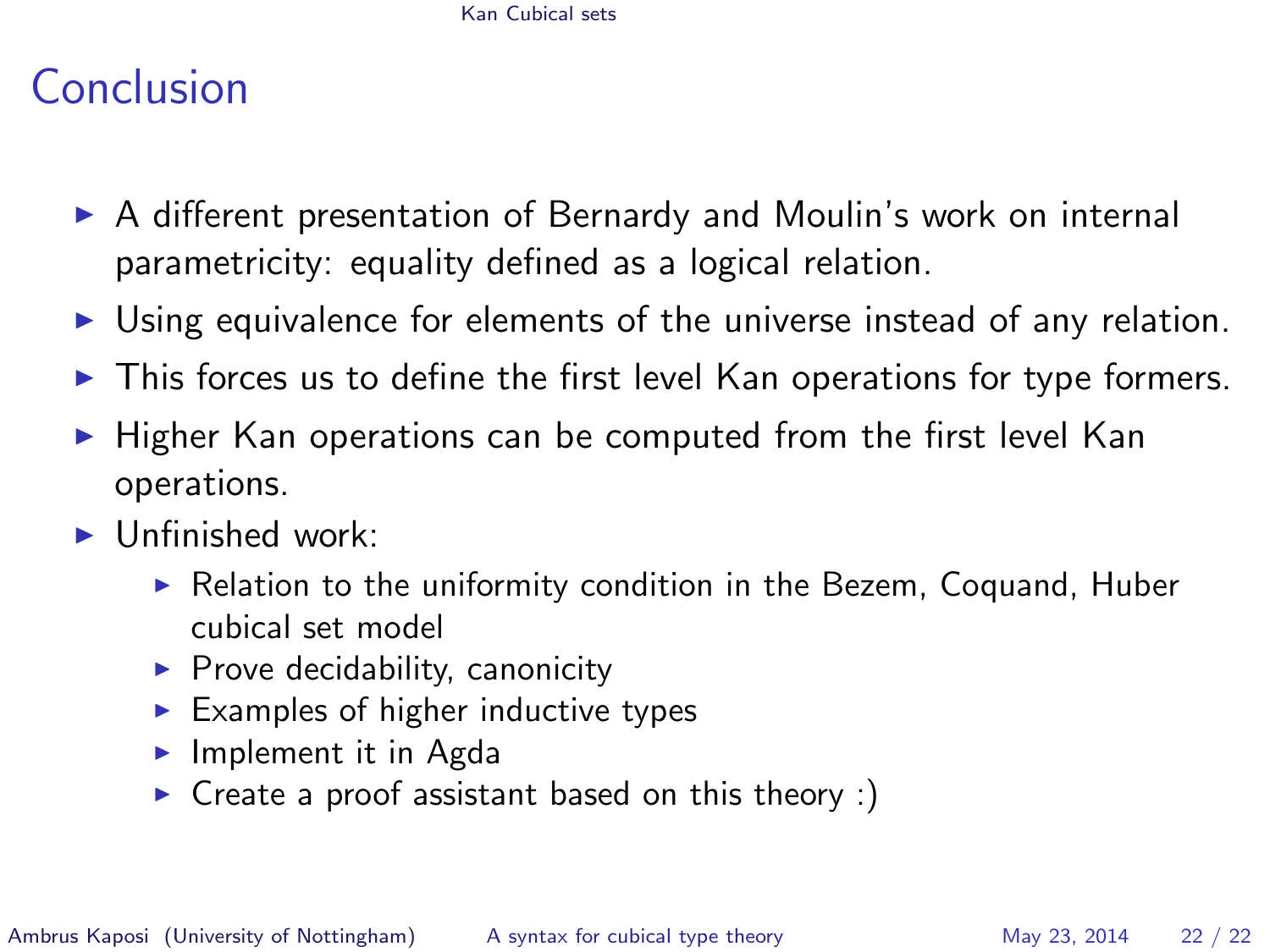# Conclusion

- A different presentation of Bernardy and Moulin's work on internal parametricity: equality defined as a logical relation.
- Using equivalence for elements of the universe instead of any relation.
- This forces us to define the first level Kan operations for type formers.
- Higher Kan operations can be computed from the first level Kan operations.
- Unfinished work:
  - Relation to the uniformity condition in the Bezem, Coquand, Huber cubical set model
  - Prove decidability, canonicity
  - Examples of higher inductive types
  - Implement it in Agda
  - Create a proof assistant based on this theory :)